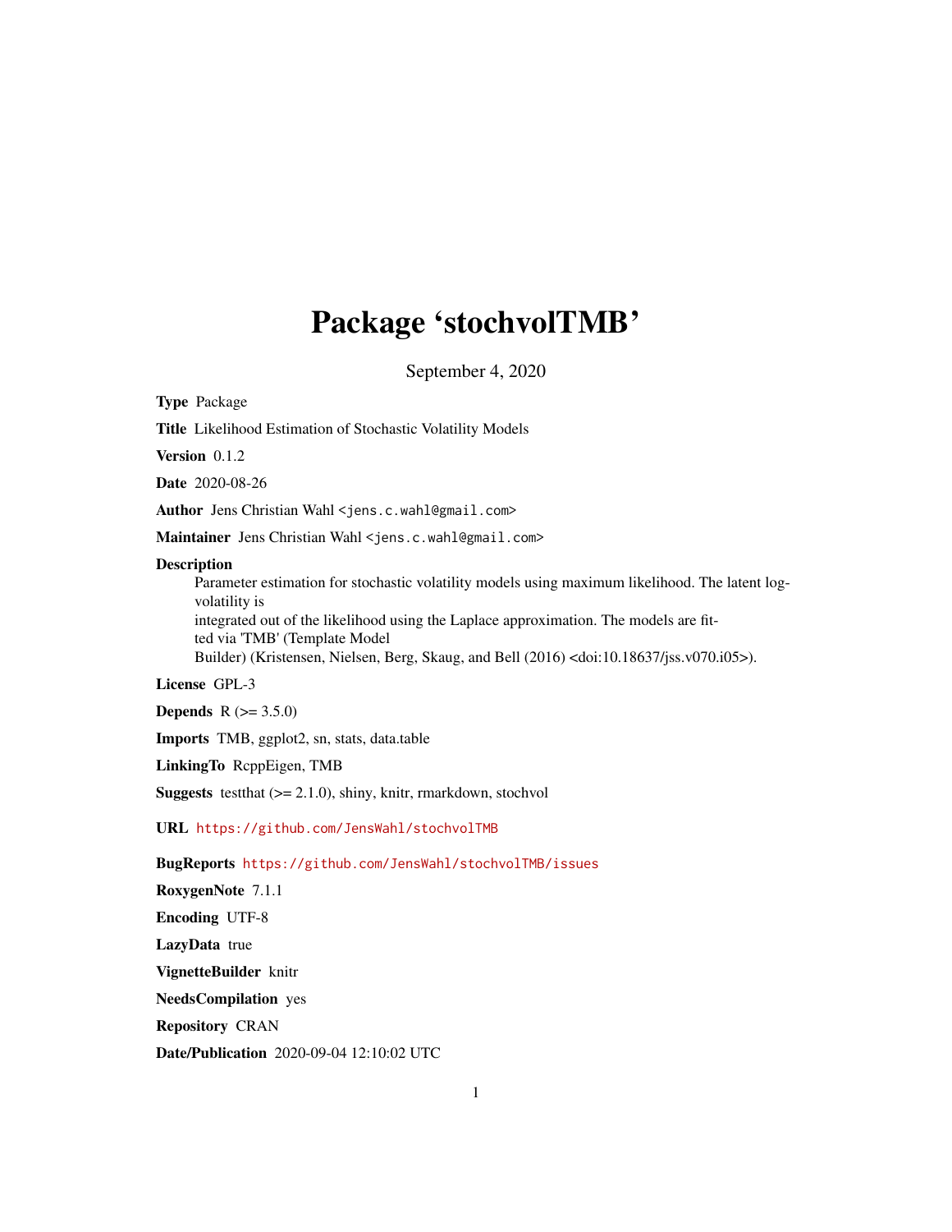# Package 'stochvolTMB'

September 4, 2020

**Type** Package

**Title** Likelihood Estimation of Stochastic Volatility Models

**Version** 0.1.2

**Date** 2020-08-26

**Author** Jens Christian Wahl <jens.c.wahl@gmail.com>

**Maintainer** Jens Christian Wahl <jens.c.wahl@gmail.com>

**Description**
Parameter estimation for stochastic volatility models using maximum likelihood. The latent log-volatility is
integrated out of the likelihood using the Laplace approximation. The models are fitted via 'TMB' (Template Model
Builder) (Kristensen, Nielsen, Berg, Skaug, and Bell (2016) <doi:10.18637/jss.v070.i05>).

**License** GPL-3

**Depends** R (>= 3.5.0)

**Imports** TMB, ggplot2, sn, stats, data.table

**LinkingTo** RcppEigen, TMB

**Suggests** testthat (>= 2.1.0), shiny, knitr, rmarkdown, stochvol

**URL** https://github.com/JensWahl/stochvolTMB

**BugReports** https://github.com/JensWahl/stochvolTMB/issues

**RoxygenNote** 7.1.1

**Encoding** UTF-8

**LazyData** true

**VignetteBuilder** knitr

**NeedsCompilation** yes

**Repository** CRAN

**Date/Publication** 2020-09-04 12:10:02 UTC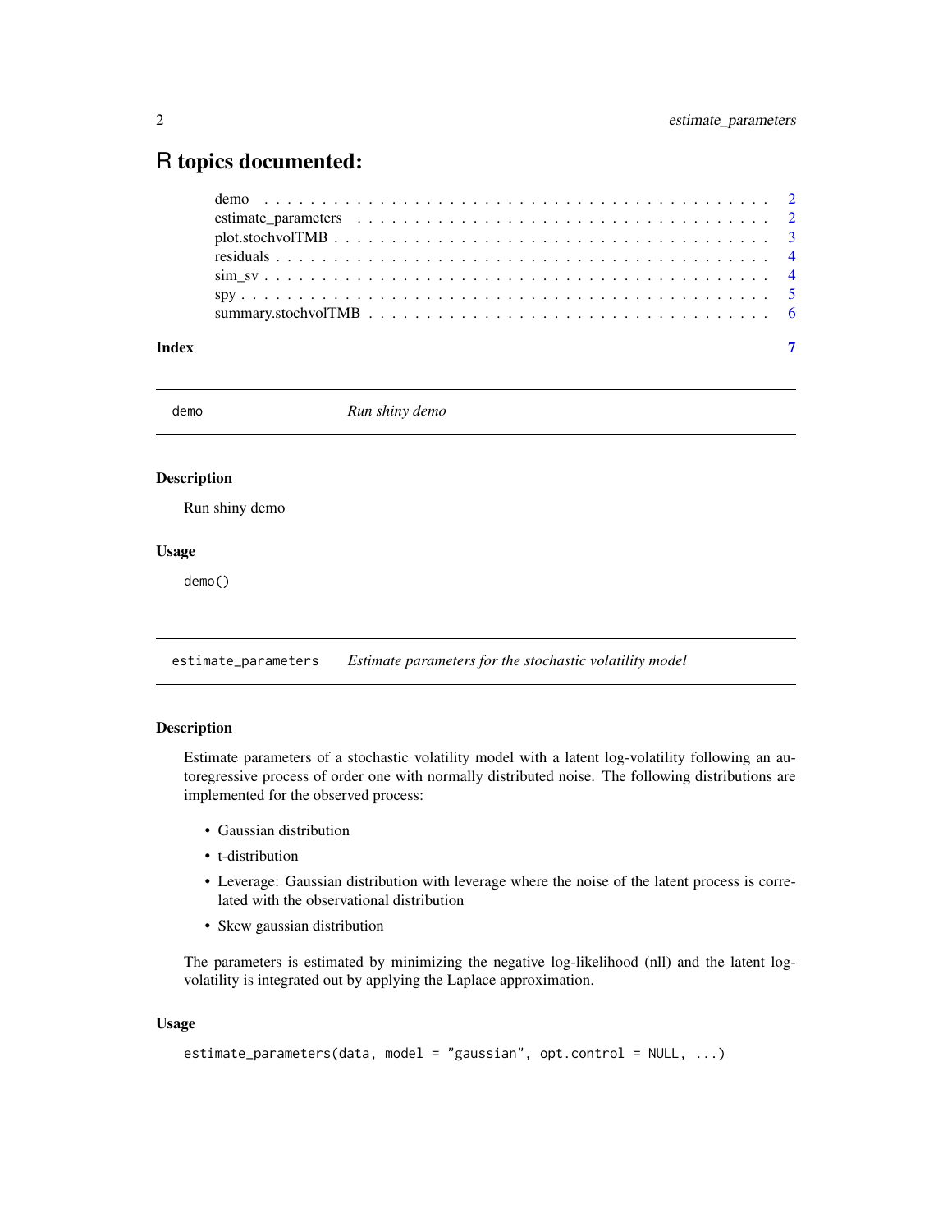# R topics documented:

demo . . . . . . . . . . . . . . . . . . . . . . . . . . . . . . . . . . . . . . . . . . . 2
estimate_parameters . . . . . . . . . . . . . . . . . . . . . . . . . . . . . . . . . . 2
plot.stochvolTMB . . . . . . . . . . . . . . . . . . . . . . . . . . . . . . . . . . . . 3
residuals . . . . . . . . . . . . . . . . . . . . . . . . . . . . . . . . . . . . . . . . . 4
sim_sv . . . . . . . . . . . . . . . . . . . . . . . . . . . . . . . . . . . . . . . . . . 4
spy . . . . . . . . . . . . . . . . . . . . . . . . . . . . . . . . . . . . . . . . . . . . 5
summary.stochvolTMB . . . . . . . . . . . . . . . . . . . . . . . . . . . . . . . . . 6

**Index** **7**

---

## demo — *Run shiny demo*

### Description

Run shiny demo

### Usage

```
demo()
```

---

## estimate_parameters — *Estimate parameters for the stochastic volatility model*

### Description

Estimate parameters of a stochastic volatility model with a latent log-volatility following an autoregressive process of order one with normally distributed noise. The following distributions are implemented for the observed process:

- Gaussian distribution
- t-distribution
- Leverage: Gaussian distribution with leverage where the noise of the latent process is correlated with the observational distribution
- Skew gaussian distribution

The parameters is estimated by minimizing the negative log-likelihood (nll) and the latent log-volatility is integrated out by applying the Laplace approximation.

### Usage

```
estimate_parameters(data, model = "gaussian", opt.control = NULL, ...)
```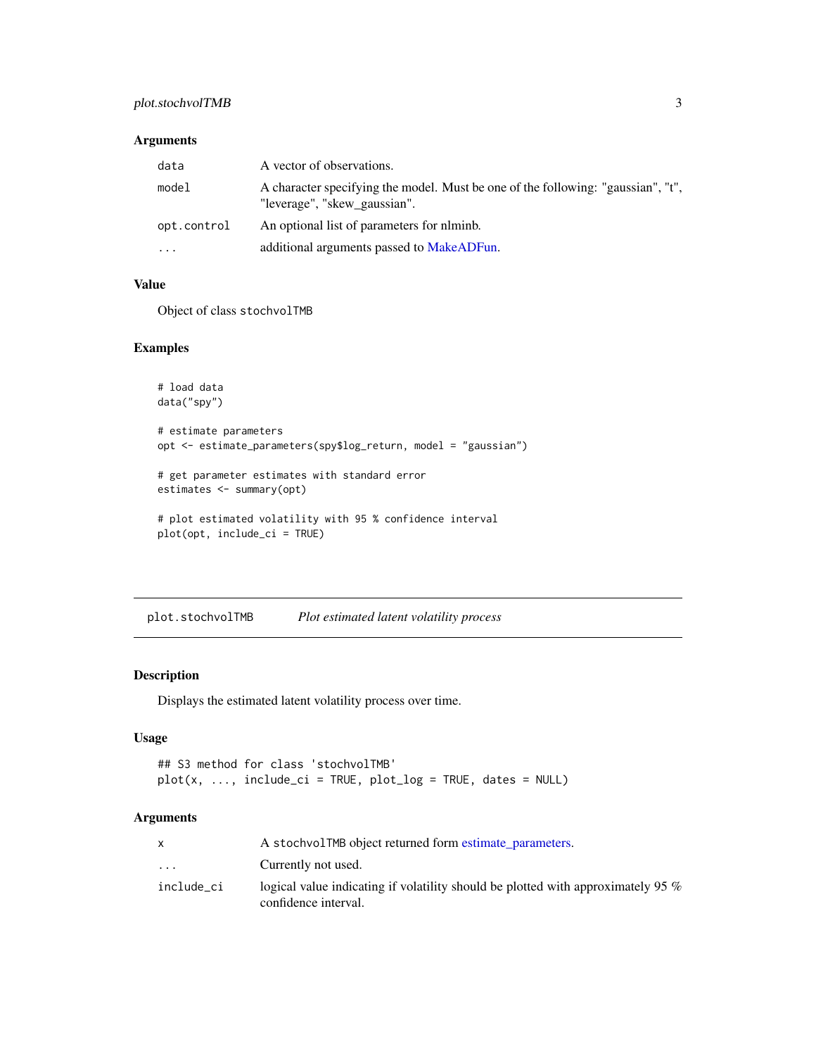### Arguments

| | |
|---|---|
| `data` | A vector of observations. |
| `model` | A character specifying the model. Must be one of the following: "gaussian", "t", "leverage", "skew_gaussian". |
| `opt.control` | An optional list of parameters for nlminb. |
| `...` | additional arguments passed to MakeADFun. |

### Value

Object of class `stochvolTMB`

### Examples

```
# load data
data("spy")

# estimate parameters
opt <- estimate_parameters(spy$log_return, model = "gaussian")

# get parameter estimates with standard error
estimates <- summary(opt)

# plot estimated volatility with 95 % confidence interval
plot(opt, include_ci = TRUE)
```

---

## plot.stochvolTMB — *Plot estimated latent volatility process*

### Description

Displays the estimated latent volatility process over time.

### Usage

```
## S3 method for class 'stochvolTMB'
plot(x, ..., include_ci = TRUE, plot_log = TRUE, dates = NULL)
```

### Arguments

| | |
|---|---|
| `x` | A `stochvolTMB` object returned form estimate_parameters. |
| `...` | Currently not used. |
| `include_ci` | logical value indicating if volatility should be plotted with approximately 95 % confidence interval. |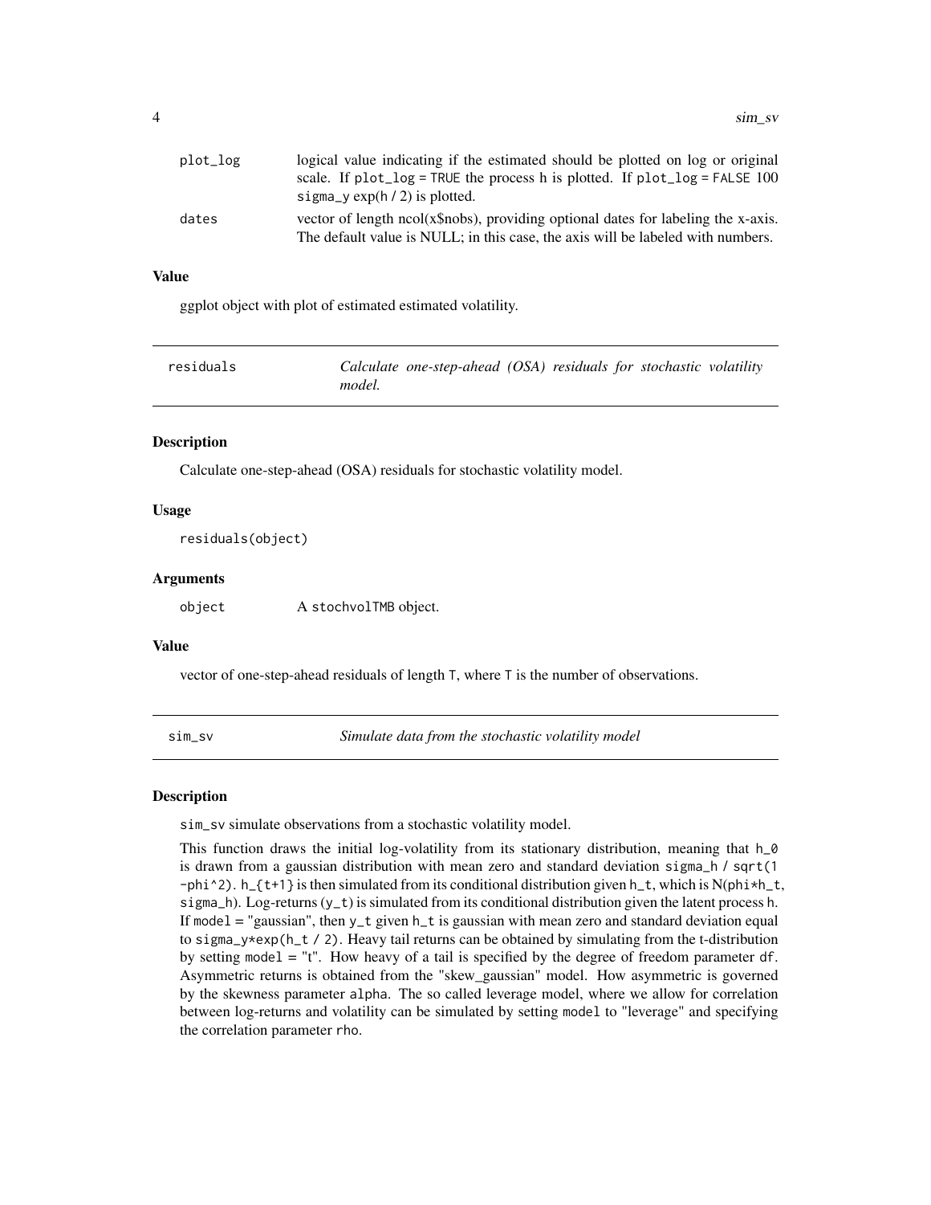| | |
|---|---|
| plot_log | logical value indicating if the estimated should be plotted on log or original scale. If `plot_log = TRUE` the process h is plotted. If `plot_log = FALSE` 100 `sigma_y` exp(h / 2) is plotted. |
| dates | vector of length ncol(x$nobs), providing optional dates for labeling the x-axis. The default value is NULL; in this case, the axis will be labeled with numbers. |

### Value

ggplot object with plot of estimated estimated volatility.

---

## residuals — *Calculate one-step-ahead (OSA) residuals for stochastic volatility model.*

### Description

Calculate one-step-ahead (OSA) residuals for stochastic volatility model.

### Usage

```
residuals(object)
```

### Arguments

| | |
|---|---|
| object | A `stochvolTMB` object. |

### Value

vector of one-step-ahead residuals of length `T`, where `T` is the number of observations.

---

## sim_sv — *Simulate data from the stochastic volatility model*

### Description

`sim_sv` simulate observations from a stochastic volatility model.

This function draws the initial log-volatility from its stationary distribution, meaning that `h_0` is drawn from a gaussian distribution with mean zero and standard deviation `sigma_h / sqrt(1 -phi^2)`. `h_{t+1}` is then simulated from its conditional distribution given `h_t`, which is N(`phi*h_t`, `sigma_h`). Log-returns (`y_t`) is simulated from its conditional distribution given the latent process `h`. If `model` = "gaussian", then `y_t` given `h_t` is gaussian with mean zero and standard deviation equal to `sigma_y*exp(h_t / 2)`. Heavy tail returns can be obtained by simulating from the t-distribution by setting `model` = "t". How heavy of a tail is specified by the degree of freedom parameter `df`. Asymmetric returns is obtained from the "skew_gaussian" model. How asymmetric is governed by the skewness parameter `alpha`. The so called leverage model, where we allow for correlation between log-returns and volatility can be simulated by setting `model` to "leverage" and specifying the correlation parameter `rho`.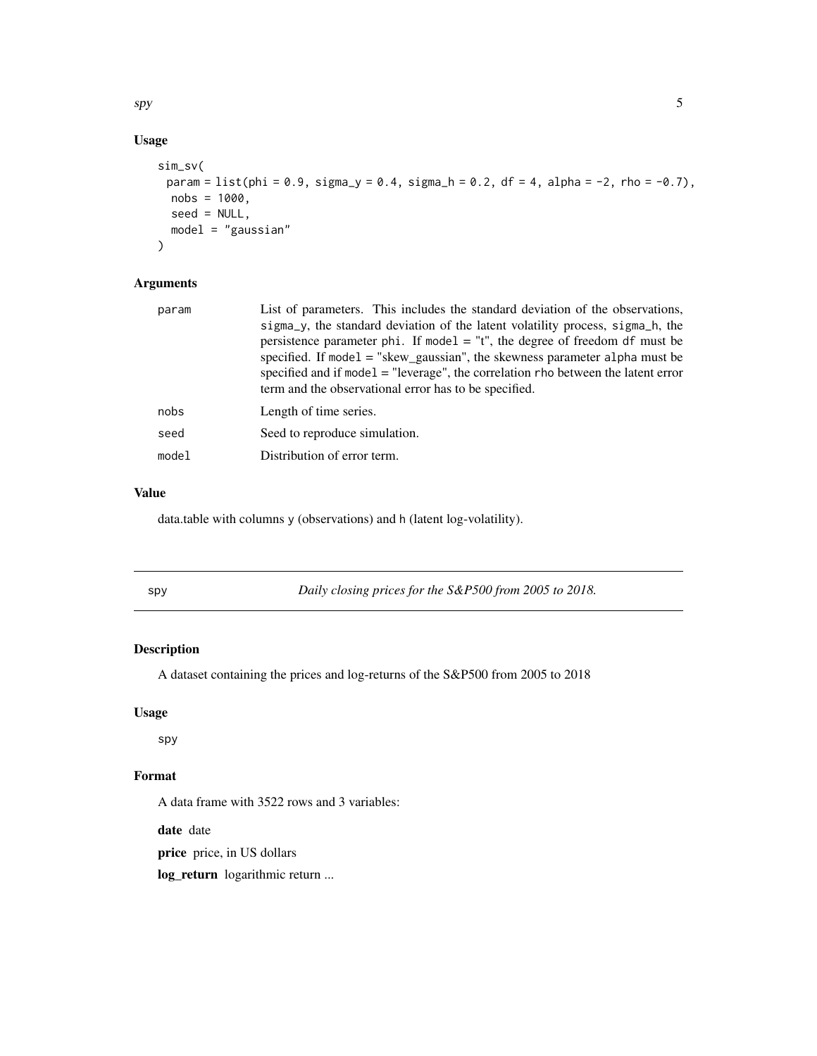### Usage

```
sim_sv(
  param = list(phi = 0.9, sigma_y = 0.4, sigma_h = 0.2, df = 4, alpha = -2, rho = -0.7),
  nobs = 1000,
  seed = NULL,
  model = "gaussian"
)
```

### Arguments

| | |
|---|---|
| param | List of parameters. This includes the standard deviation of the observations, sigma_y, the standard deviation of the latent volatility process, sigma_h, the persistence parameter phi. If model = "t", the degree of freedom df must be specified. If model = "skew_gaussian", the skewness parameter alpha must be specified and if model = "leverage", the correlation rho between the latent error term and the observational error has to be specified. |
| nobs | Length of time series. |
| seed | Seed to reproduce simulation. |
| model | Distribution of error term. |

### Value

data.table with columns y (observations) and h (latent log-volatility).

---

## spy — *Daily closing prices for the S&P500 from 2005 to 2018.*

### Description

A dataset containing the prices and log-returns of the S&P500 from 2005 to 2018

### Usage

```
spy
```

### Format

A data frame with 3522 rows and 3 variables:

**date** date

**price** price, in US dollars

**log_return** logarithmic return ...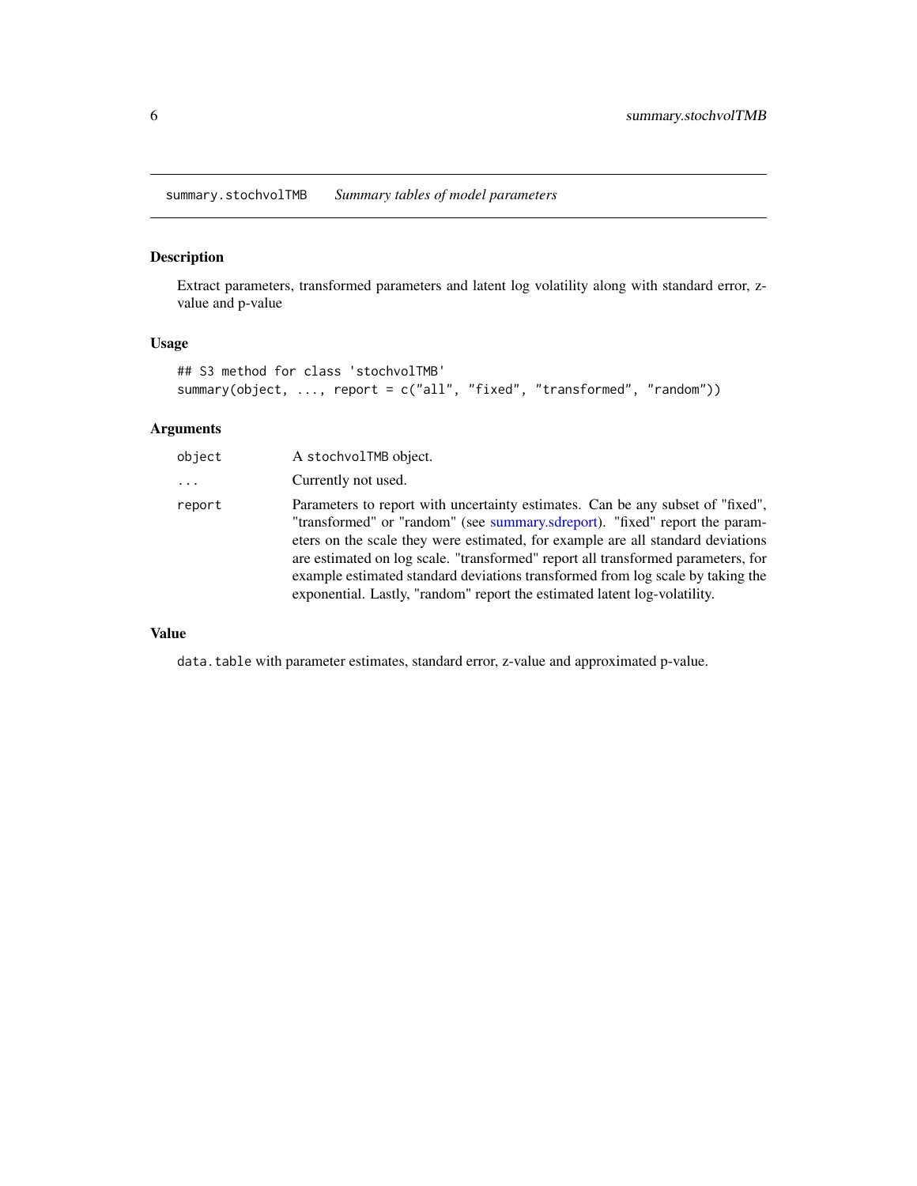## summary.stochvolTMB    *Summary tables of model parameters*

### Description

Extract parameters, transformed parameters and latent log volatility along with standard error, z-value and p-value

### Usage

```
## S3 method for class 'stochvolTMB'
summary(object, ..., report = c("all", "fixed", "transformed", "random"))
```

### Arguments

| | |
|---|---|
| `object` | A `stochvolTMB` object. |
| `...` | Currently not used. |
| `report` | Parameters to report with uncertainty estimates. Can be any subset of "fixed", "transformed" or "random" (see summary.sdreport). "fixed" report the parameters on the scale they were estimated, for example are all standard deviations are estimated on log scale. "transformed" report all transformed parameters, for example estimated standard deviations transformed from log scale by taking the exponential. Lastly, "random" report the estimated latent log-volatility. |

### Value

`data.table` with parameter estimates, standard error, z-value and approximated p-value.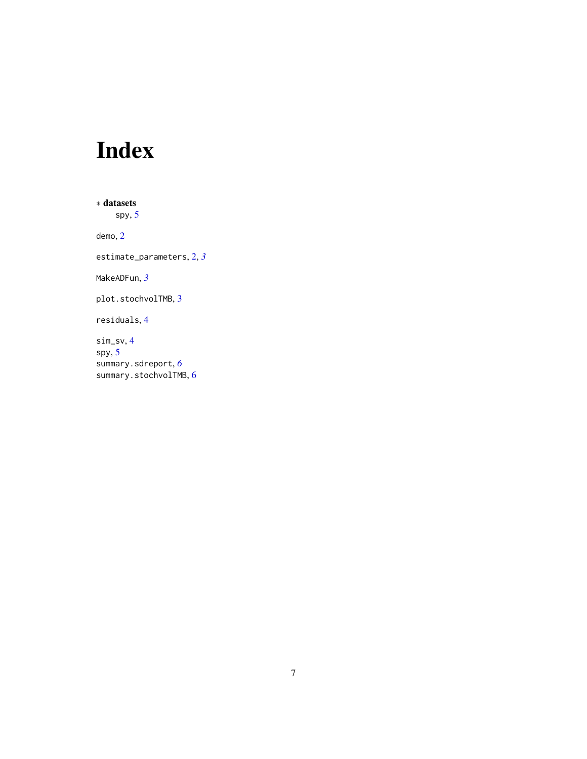# Index

∗ **datasets**
    spy, 5

demo, 2

estimate_parameters, 2, *3*

MakeADFun, *3*

plot.stochvolTMB, 3

residuals, 4

sim_sv, 4
spy, 5
summary.sdreport, *6*
summary.stochvolTMB, 6